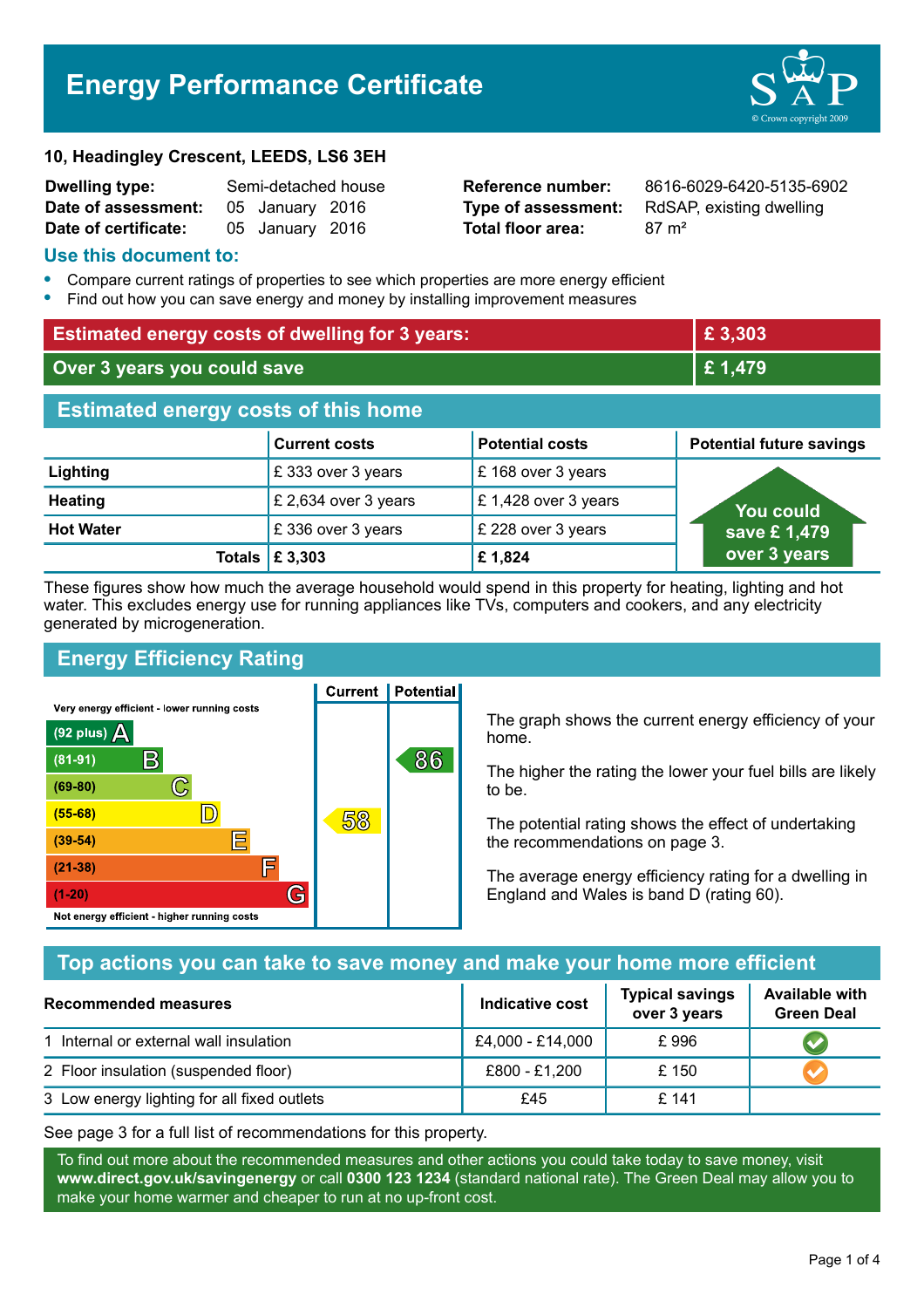# Energy Performance Certificate

**10, Headingley Crescent, LEEDS, LS6 3EH**

| | | | |
|---|---|---|---|
| **Dwelling type:** | Semi-detached house | **Reference number:** | 8616-6029-6420-5135-6902 |
| **Date of assessment:** | 05 January 2016 | **Type of assessment:** | RdSAP, existing dwelling |
| **Date of certificate:** | 05 January 2016 | **Total floor area:** | 87 m² |

## Use this document to:

- Compare current ratings of properties to see which properties are more energy efficient
- Find out how you can save energy and money by installing improvement measures

| | |
|---|---|
| **Estimated energy costs of dwelling for 3 years:** | **£ 3,303** |
| **Over 3 years you could save** | **£ 1,479** |

## Estimated energy costs of this home

| | Current costs | Potential costs | Potential future savings |
|---|---|---|---|
| **Lighting** | £ 333 over 3 years | £ 168 over 3 years | You could save £ 1,479 over 3 years |
| **Heating** | £ 2,634 over 3 years | £ 1,428 over 3 years | |
| **Hot Water** | £ 336 over 3 years | £ 228 over 3 years | |
| **Totals** | **£ 3,303** | **£ 1,824** | |

These figures show how much the average household would spend in this property for heating, lighting and hot water. This excludes energy use for running appliances like TVs, computers and cookers, and any electricity generated by microgeneration.

## Energy Efficiency Rating

| Rating band | Current | Potential |
|---|---|---|
| Very energy efficient - lower running costs | | |
| (92 plus) A | | |
| (81-91) B | | 86 |
| (69-80) C | | |
| (55-68) D | 58 | |
| (39-54) E | | |
| (21-38) F | | |
| (1-20) G | | |
| Not energy efficient - higher running costs | | |

The graph shows the current energy efficiency of your home.

The higher the rating the lower your fuel bills are likely to be.

The potential rating shows the effect of undertaking the recommendations on page 3.

The average energy efficiency rating for a dwelling in England and Wales is band D (rating 60).

## Top actions you can take to save money and make your home more efficient

| Recommended measures | Indicative cost | Typical savings over 3 years | Available with Green Deal |
|---|---|---|---|
| 1 Internal or external wall insulation | £4,000 - £14,000 | £ 996 | ✔ |
| 2 Floor insulation (suspended floor) | £800 - £1,200 | £ 150 | ✔ |
| 3 Low energy lighting for all fixed outlets | £45 | £ 141 | |

See page 3 for a full list of recommendations for this property.

To find out more about the recommended measures and other actions you could take today to save money, visit **www.direct.gov.uk/savingenergy** or call **0300 123 1234** (standard national rate). The Green Deal may allow you to make your home warmer and cheaper to run at no up-front cost.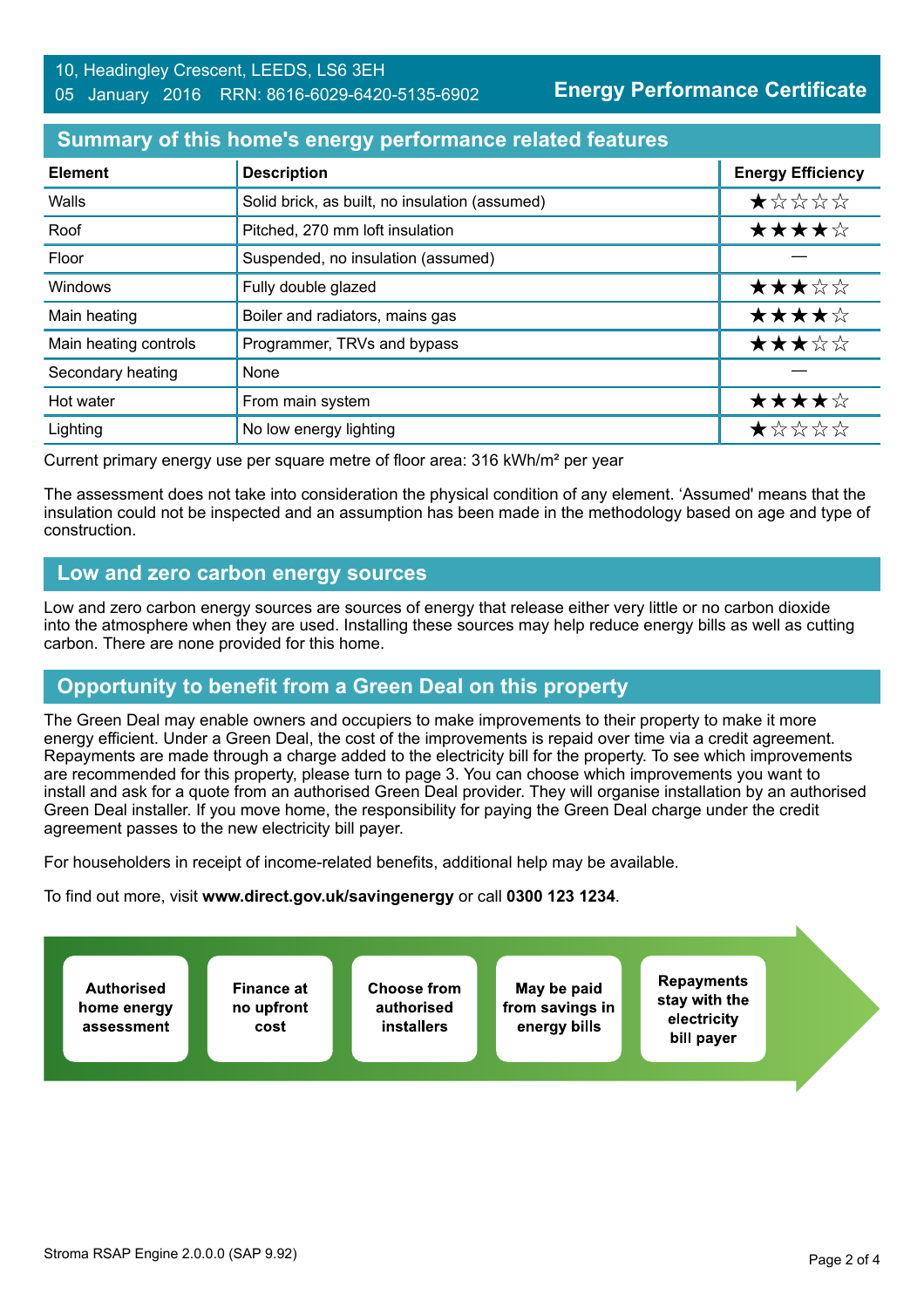10, Headingley Crescent, LEEDS, LS6 3EH
05 January 2016 RRN: 8616-6029-6420-5135-6902

**Energy Performance Certificate**

## Summary of this home's energy performance related features

| Element | Description | Energy Efficiency |
|---|---|---|
| Walls | Solid brick, as built, no insulation (assumed) | ★☆☆☆☆ |
| Roof | Pitched, 270 mm loft insulation | ★★★★☆ |
| Floor | Suspended, no insulation (assumed) | — |
| Windows | Fully double glazed | ★★★☆☆ |
| Main heating | Boiler and radiators, mains gas | ★★★★☆ |
| Main heating controls | Programmer, TRVs and bypass | ★★★☆☆ |
| Secondary heating | None | — |
| Hot water | From main system | ★★★★☆ |
| Lighting | No low energy lighting | ★☆☆☆☆ |

Current primary energy use per square metre of floor area: 316 kWh/m² per year

The assessment does not take into consideration the physical condition of any element. 'Assumed' means that the insulation could not be inspected and an assumption has been made in the methodology based on age and type of construction.

## Low and zero carbon energy sources

Low and zero carbon energy sources are sources of energy that release either very little or no carbon dioxide into the atmosphere when they are used. Installing these sources may help reduce energy bills as well as cutting carbon. There are none provided for this home.

## Opportunity to benefit from a Green Deal on this property

The Green Deal may enable owners and occupiers to make improvements to their property to make it more energy efficient. Under a Green Deal, the cost of the improvements is repaid over time via a credit agreement. Repayments are made through a charge added to the electricity bill for the property. To see which improvements are recommended for this property, please turn to page 3. You can choose which improvements you want to install and ask for a quote from an authorised Green Deal provider. They will organise installation by an authorised Green Deal installer. If you move home, the responsibility for paying the Green Deal charge under the credit agreement passes to the new electricity bill payer.

For householders in receipt of income-related benefits, additional help may be available.

To find out more, visit **www.direct.gov.uk/savingenergy** or call **0300 123 1234**.

- **Authorised home energy assessment**
- **Finance at no upfront cost**
- **Choose from authorised installers**
- **May be paid from savings in energy bills**
- **Repayments stay with the electricity bill payer**

Stroma RSAP Engine 2.0.0.0 (SAP 9.92)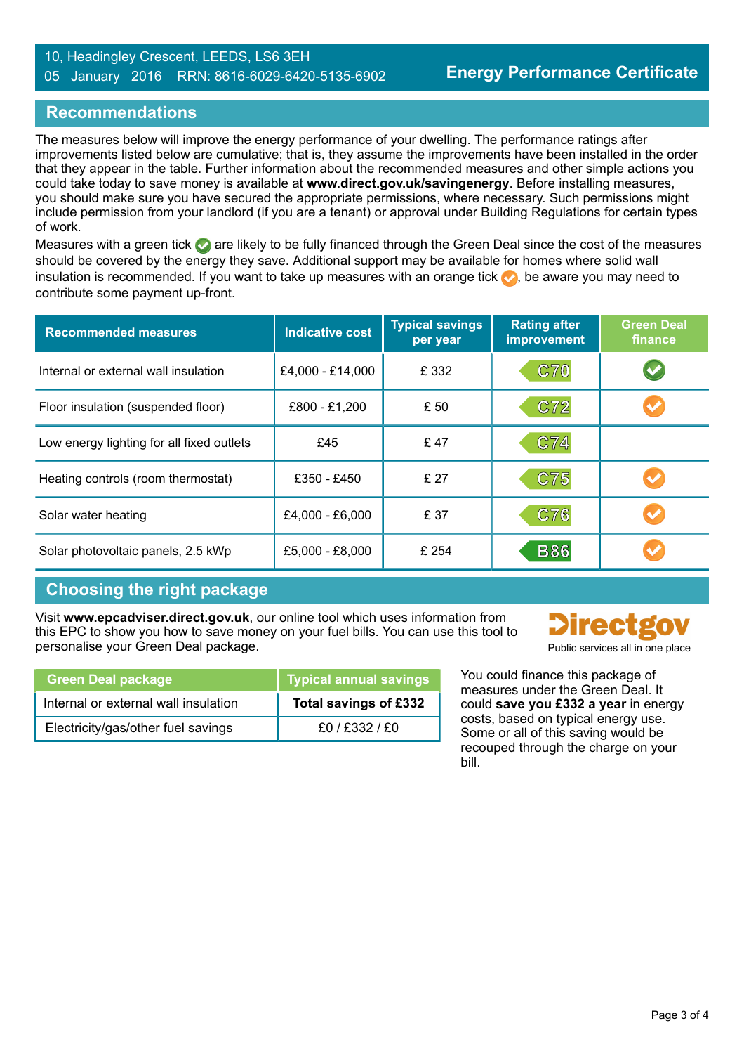10, Headingley Crescent, LEEDS, LS6 3EH
05 January 2016 RRN: 8616-6029-6420-5135-6902

**Energy Performance Certificate**

## Recommendations

The measures below will improve the energy performance of your dwelling. The performance ratings after improvements listed below are cumulative; that is, they assume the improvements have been installed in the order that they appear in the table. Further information about the recommended measures and other simple actions you could take today to save money is available at **www.direct.gov.uk/savingenergy**. Before installing measures, you should make sure you have secured the appropriate permissions, where necessary. Such permissions might include permission from your landlord (if you are a tenant) or approval under Building Regulations for certain types of work.

Measures with a green tick ✔ are likely to be fully financed through the Green Deal since the cost of the measures should be covered by the energy they save. Additional support may be available for homes where solid wall insulation is recommended. If you want to take up measures with an orange tick ✔, be aware you may need to contribute some payment up-front.

| Recommended measures | Indicative cost | Typical savings per year | Rating after improvement | Green Deal finance |
|---|---|---|---|---|
| Internal or external wall insulation | £4,000 - £14,000 | £ 332 | C70 | ✔ (green) |
| Floor insulation (suspended floor) | £800 - £1,200 | £ 50 | C72 | ✔ (orange) |
| Low energy lighting for all fixed outlets | £45 | £ 47 | C74 | |
| Heating controls (room thermostat) | £350 - £450 | £ 27 | C75 | ✔ (orange) |
| Solar water heating | £4,000 - £6,000 | £ 37 | C76 | ✔ (orange) |
| Solar photovoltaic panels, 2.5 kWp | £5,000 - £8,000 | £ 254 | B86 | ✔ (orange) |

## Choosing the right package

Visit **www.epcadviser.direct.gov.uk**, our online tool which uses information from this EPC to show you how to save money on your fuel bills. You can use this tool to personalise your Green Deal package.

Directgov
Public services all in one place

| Green Deal package | Typical annual savings |
|---|---|
| Internal or external wall insulation | **Total savings of £332** |
| Electricity/gas/other fuel savings | £0 / £332 / £0 |

You could finance this package of measures under the Green Deal. It could **save you £332 a year** in energy costs, based on typical energy use. Some or all of this saving would be recouped through the charge on your bill.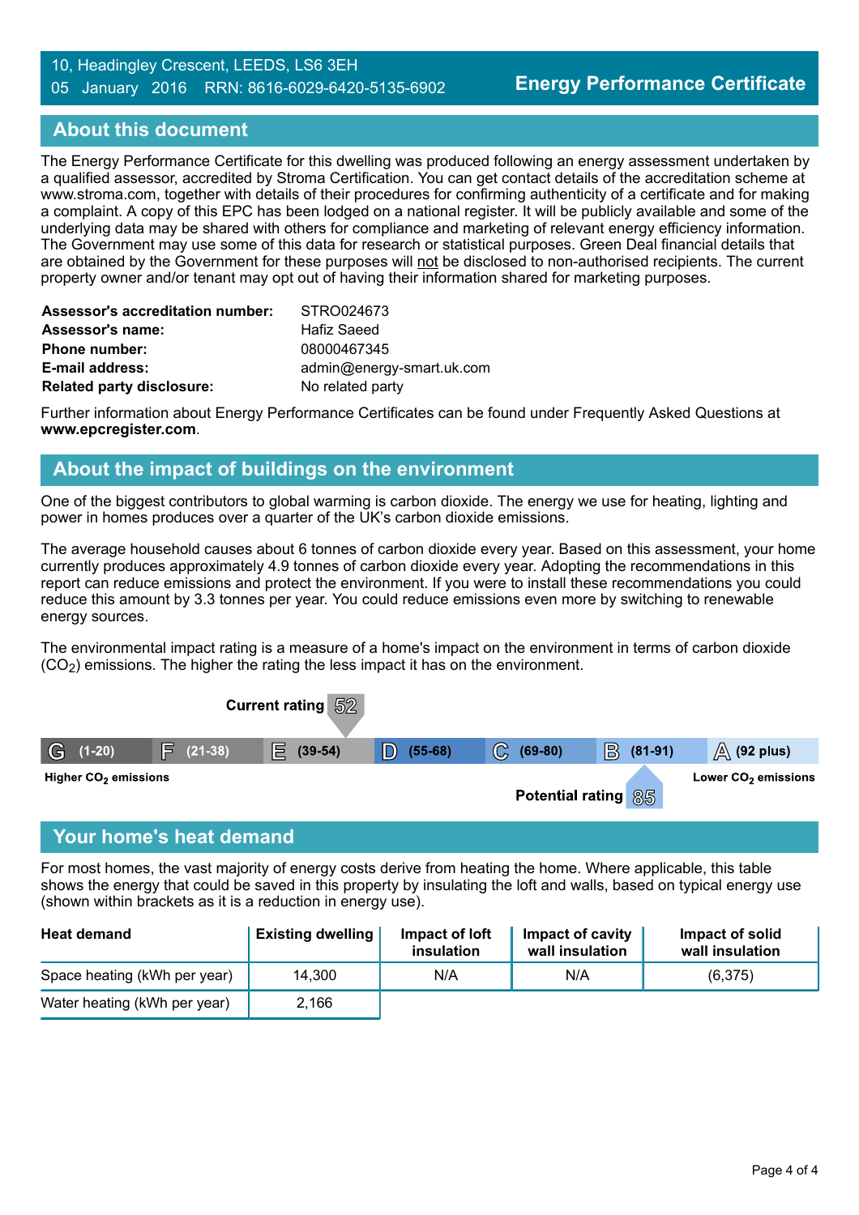10, Headingley Crescent, LEEDS, LS6 3EH
05 January 2016 RRN: 8616-6029-6420-5135-6902

**Energy Performance Certificate**

## About this document

The Energy Performance Certificate for this dwelling was produced following an energy assessment undertaken by a qualified assessor, accredited by Stroma Certification. You can get contact details of the accreditation scheme at www.stroma.com, together with details of their procedures for confirming authenticity of a certificate and for making a complaint. A copy of this EPC has been lodged on a national register. It will be publicly available and some of the underlying data may be shared with others for compliance and marketing of relevant energy efficiency information. The Government may use some of this data for research or statistical purposes. Green Deal financial details that are obtained by the Government for these purposes will not be disclosed to non-authorised recipients. The current property owner and/or tenant may opt out of having their information shared for marketing purposes.

| | |
|---|---|
| **Assessor's accreditation number:** | STRO024673 |
| **Assessor's name:** | Hafiz Saeed |
| **Phone number:** | 08000467345 |
| **E-mail address:** | admin@energy-smart.uk.com |
| **Related party disclosure:** | No related party |

Further information about Energy Performance Certificates can be found under Frequently Asked Questions at **www.epcregister.com**.

## About the impact of buildings on the environment

One of the biggest contributors to global warming is carbon dioxide. The energy we use for heating, lighting and power in homes produces over a quarter of the UK's carbon dioxide emissions.

The average household causes about 6 tonnes of carbon dioxide every year. Based on this assessment, your home currently produces approximately 4.9 tonnes of carbon dioxide every year. Adopting the recommendations in this report can reduce emissions and protect the environment. If you were to install these recommendations you could reduce this amount by 3.3 tonnes per year. You could reduce emissions even more by switching to renewable energy sources.

The environmental impact rating is a measure of a home's impact on the environment in terms of carbon dioxide ($CO_2$) emissions. The higher the rating the less impact it has on the environment.

Current rating 52

G (1-20) F (21-38) E (39-54) D (55-68) C (69-80) B (81-91) A (92 plus)

Higher $CO_2$ emissions

Lower $CO_2$ emissions

Potential rating 85

## Your home's heat demand

For most homes, the vast majority of energy costs derive from heating the home. Where applicable, this table shows the energy that could be saved in this property by insulating the loft and walls, based on typical energy use (shown within brackets as it is a reduction in energy use).

| Heat demand | Existing dwelling | Impact of loft insulation | Impact of cavity wall insulation | Impact of solid wall insulation |
|---|---|---|---|---|
| Space heating (kWh per year) | 14,300 | N/A | N/A | (6,375) |
| Water heating (kWh per year) | 2,166 | | | |